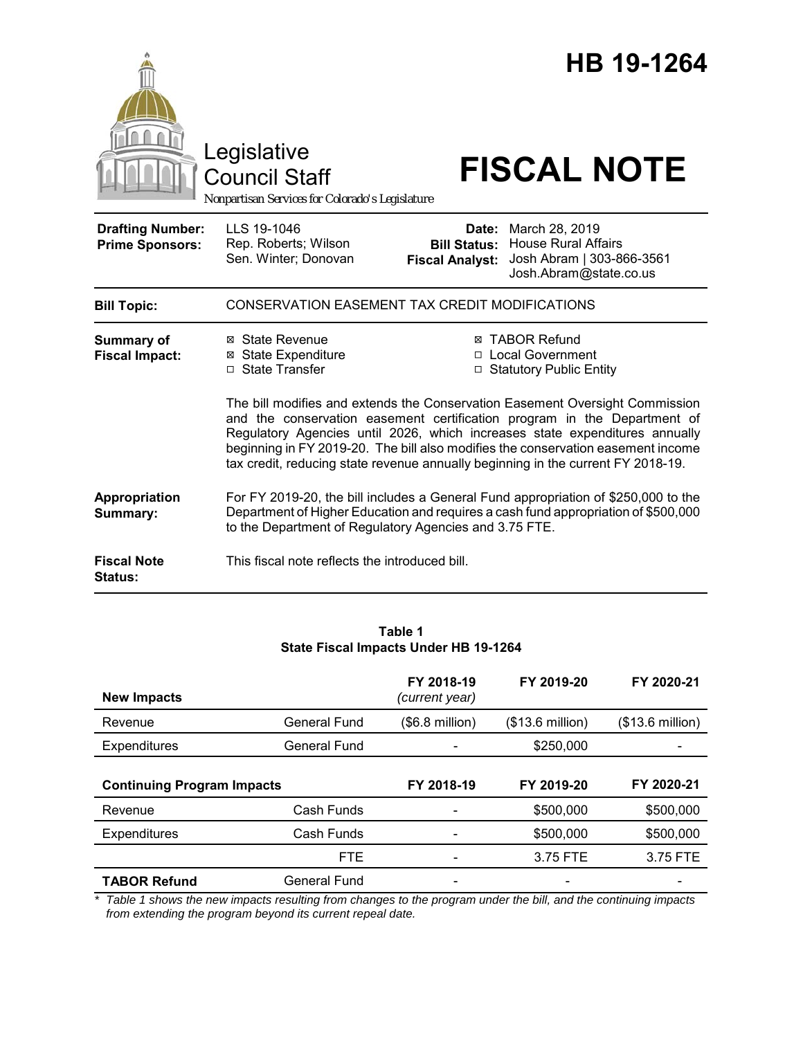# HB 19-1264

Legislative Council Staff

*Nonpartisan Services for Colorado's Legislature*

# FISCAL NOTE

| | | | |
|---|---|---|---|
| **Drafting Number:** | LLS 19-1046 | **Date:** | March 28, 2019 |
| **Prime Sponsors:** | Rep. Roberts; Wilson<br>Sen. Winter; Donovan | **Bill Status:** | House Rural Affairs |
| | | **Fiscal Analyst:** | Josh Abram \| 303-866-3561<br>Josh.Abram@state.co.us |

**Bill Topic:** CONSERVATION EASEMENT TAX CREDIT MODIFICATIONS

**Summary of Fiscal Impact:**

- ☒ State Revenue
- ☒ State Expenditure
- ☐ State Transfer
- ☒ TABOR Refund
- ☐ Local Government
- ☐ Statutory Public Entity

The bill modifies and extends the Conservation Easement Oversight Commission and the conservation easement certification program in the Department of Regulatory Agencies until 2026, which increases state expenditures annually beginning in FY 2019-20. The bill also modifies the conservation easement income tax credit, reducing state revenue annually beginning in the current FY 2018-19.

**Appropriation Summary:** For FY 2019-20, the bill includes a General Fund appropriation of $250,000 to the Department of Higher Education and requires a cash fund appropriation of $500,000 to the Department of Regulatory Agencies and 3.75 FTE.

**Fiscal Note Status:** This fiscal note reflects the introduced bill.

**Table 1**
**State Fiscal Impacts Under HB 19-1264**

| **New Impacts** | | FY 2018-19 *(current year)* | FY 2019-20 | FY 2020-21 |
|---|---|---|---|---|
| Revenue | General Fund | ($6.8 million) | ($13.6 million) | ($13.6 million) |
| Expenditures | General Fund | - | $250,000 | - |
| **Continuing Program Impacts** | | **FY 2018-19** | **FY 2019-20** | **FY 2020-21** |
| Revenue | Cash Funds | - | $500,000 | $500,000 |
| Expenditures | Cash Funds | - | $500,000 | $500,000 |
| | FTE | - | 3.75 FTE | 3.75 FTE |
| **TABOR Refund** | General Fund | - | - | - |

*\* Table 1 shows the new impacts resulting from changes to the program under the bill, and the continuing impacts from extending the program beyond its current repeal date.*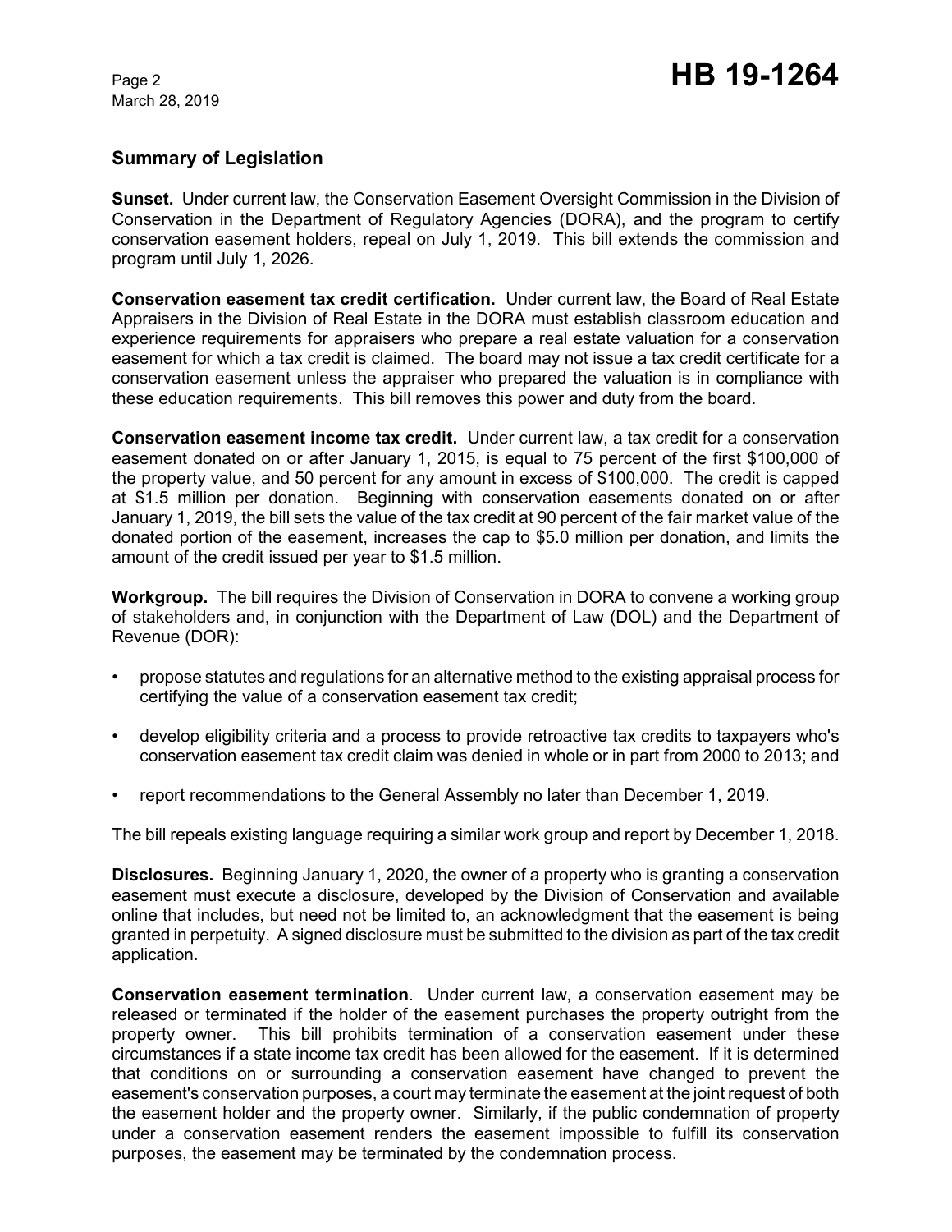## Summary of Legislation

**Sunset.** Under current law, the Conservation Easement Oversight Commission in the Division of Conservation in the Department of Regulatory Agencies (DORA), and the program to certify conservation easement holders, repeal on July 1, 2019. This bill extends the commission and program until July 1, 2026.

**Conservation easement tax credit certification.** Under current law, the Board of Real Estate Appraisers in the Division of Real Estate in the DORA must establish classroom education and experience requirements for appraisers who prepare a real estate valuation for a conservation easement for which a tax credit is claimed. The board may not issue a tax credit certificate for a conservation easement unless the appraiser who prepared the valuation is in compliance with these education requirements. This bill removes this power and duty from the board.

**Conservation easement income tax credit.** Under current law, a tax credit for a conservation easement donated on or after January 1, 2015, is equal to 75 percent of the first $100,000 of the property value, and 50 percent for any amount in excess of $100,000. The credit is capped at $1.5 million per donation. Beginning with conservation easements donated on or after January 1, 2019, the bill sets the value of the tax credit at 90 percent of the fair market value of the donated portion of the easement, increases the cap to $5.0 million per donation, and limits the amount of the credit issued per year to $1.5 million.

**Workgroup.** The bill requires the Division of Conservation in DORA to convene a working group of stakeholders and, in conjunction with the Department of Law (DOL) and the Department of Revenue (DOR):

- propose statutes and regulations for an alternative method to the existing appraisal process for certifying the value of a conservation easement tax credit;
- develop eligibility criteria and a process to provide retroactive tax credits to taxpayers who's conservation easement tax credit claim was denied in whole or in part from 2000 to 2013; and
- report recommendations to the General Assembly no later than December 1, 2019.

The bill repeals existing language requiring a similar work group and report by December 1, 2018.

**Disclosures.** Beginning January 1, 2020, the owner of a property who is granting a conservation easement must execute a disclosure, developed by the Division of Conservation and available online that includes, but need not be limited to, an acknowledgment that the easement is being granted in perpetuity. A signed disclosure must be submitted to the division as part of the tax credit application.

**Conservation easement termination**. Under current law, a conservation easement may be released or terminated if the holder of the easement purchases the property outright from the property owner. This bill prohibits termination of a conservation easement under these circumstances if a state income tax credit has been allowed for the easement. If it is determined that conditions on or surrounding a conservation easement have changed to prevent the easement's conservation purposes, a court may terminate the easement at the joint request of both the easement holder and the property owner. Similarly, if the public condemnation of property under a conservation easement renders the easement impossible to fulfill its conservation purposes, the easement may be terminated by the condemnation process.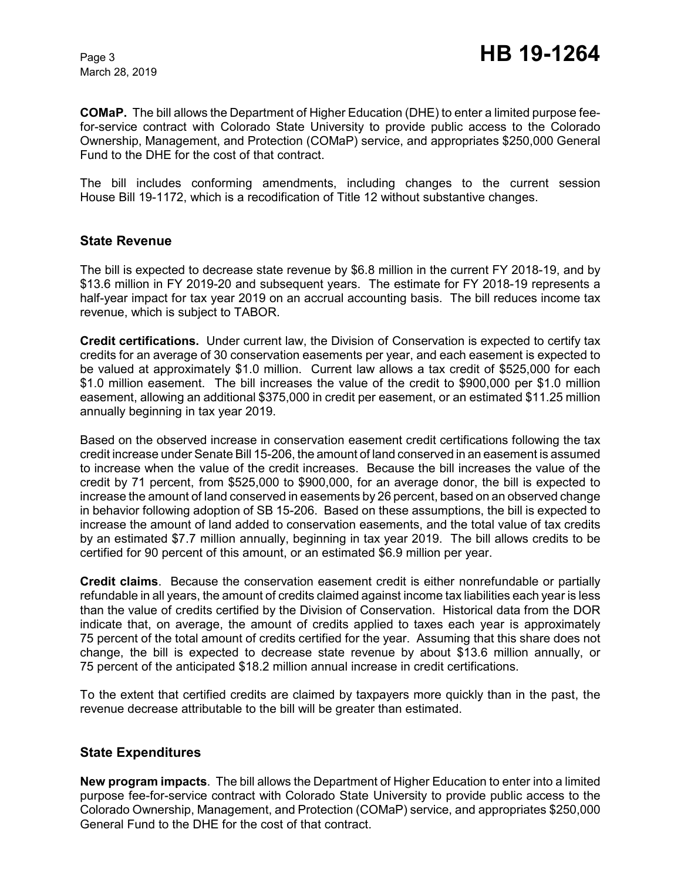**COMaP.** The bill allows the Department of Higher Education (DHE) to enter a limited purpose fee-for-service contract with Colorado State University to provide public access to the Colorado Ownership, Management, and Protection (COMaP) service, and appropriates $250,000 General Fund to the DHE for the cost of that contract.

The bill includes conforming amendments, including changes to the current session House Bill 19-1172, which is a recodification of Title 12 without substantive changes.

## State Revenue

The bill is expected to decrease state revenue by $6.8 million in the current FY 2018-19, and by $13.6 million in FY 2019-20 and subsequent years. The estimate for FY 2018-19 represents a half-year impact for tax year 2019 on an accrual accounting basis. The bill reduces income tax revenue, which is subject to TABOR.

**Credit certifications.** Under current law, the Division of Conservation is expected to certify tax credits for an average of 30 conservation easements per year, and each easement is expected to be valued at approximately $1.0 million. Current law allows a tax credit of $525,000 for each $1.0 million easement. The bill increases the value of the credit to $900,000 per $1.0 million easement, allowing an additional $375,000 in credit per easement, or an estimated $11.25 million annually beginning in tax year 2019.

Based on the observed increase in conservation easement credit certifications following the tax credit increase under Senate Bill 15-206, the amount of land conserved in an easement is assumed to increase when the value of the credit increases. Because the bill increases the value of the credit by 71 percent, from $525,000 to $900,000, for an average donor, the bill is expected to increase the amount of land conserved in easements by 26 percent, based on an observed change in behavior following adoption of SB 15-206. Based on these assumptions, the bill is expected to increase the amount of land added to conservation easements, and the total value of tax credits by an estimated $7.7 million annually, beginning in tax year 2019. The bill allows credits to be certified for 90 percent of this amount, or an estimated $6.9 million per year.

**Credit claims**. Because the conservation easement credit is either nonrefundable or partially refundable in all years, the amount of credits claimed against income tax liabilities each year is less than the value of credits certified by the Division of Conservation. Historical data from the DOR indicate that, on average, the amount of credits applied to taxes each year is approximately 75 percent of the total amount of credits certified for the year. Assuming that this share does not change, the bill is expected to decrease state revenue by about $13.6 million annually, or 75 percent of the anticipated $18.2 million annual increase in credit certifications.

To the extent that certified credits are claimed by taxpayers more quickly than in the past, the revenue decrease attributable to the bill will be greater than estimated.

## State Expenditures

**New program impacts**. The bill allows the Department of Higher Education to enter into a limited purpose fee-for-service contract with Colorado State University to provide public access to the Colorado Ownership, Management, and Protection (COMaP) service, and appropriates $250,000 General Fund to the DHE for the cost of that contract.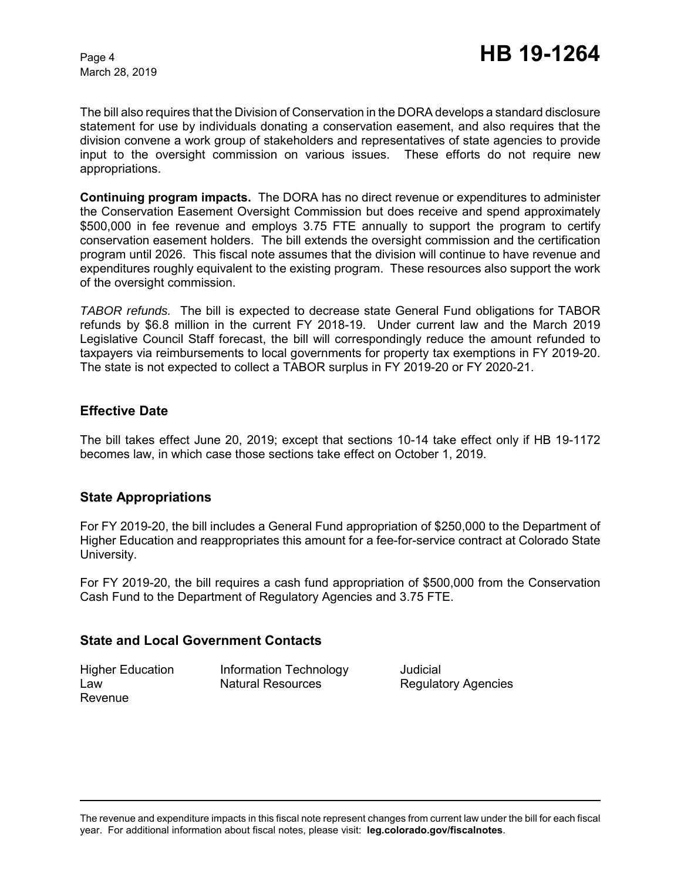The bill also requires that the Division of Conservation in the DORA develops a standard disclosure statement for use by individuals donating a conservation easement, and also requires that the division convene a work group of stakeholders and representatives of state agencies to provide input to the oversight commission on various issues. These efforts do not require new appropriations.

**Continuing program impacts.** The DORA has no direct revenue or expenditures to administer the Conservation Easement Oversight Commission but does receive and spend approximately $500,000 in fee revenue and employs 3.75 FTE annually to support the program to certify conservation easement holders. The bill extends the oversight commission and the certification program until 2026. This fiscal note assumes that the division will continue to have revenue and expenditures roughly equivalent to the existing program. These resources also support the work of the oversight commission.

*TABOR refunds.* The bill is expected to decrease state General Fund obligations for TABOR refunds by $6.8 million in the current FY 2018-19. Under current law and the March 2019 Legislative Council Staff forecast, the bill will correspondingly reduce the amount refunded to taxpayers via reimbursements to local governments for property tax exemptions in FY 2019-20. The state is not expected to collect a TABOR surplus in FY 2019-20 or FY 2020-21.

## Effective Date

The bill takes effect June 20, 2019; except that sections 10-14 take effect only if HB 19-1172 becomes law, in which case those sections take effect on October 1, 2019.

## State Appropriations

For FY 2019-20, the bill includes a General Fund appropriation of $250,000 to the Department of Higher Education and reappropriates this amount for a fee-for-service contract at Colorado State University.

For FY 2019-20, the bill requires a cash fund appropriation of $500,000 from the Conservation Cash Fund to the Department of Regulatory Agencies and 3.75 FTE.

## State and Local Government Contacts

| | | |
|---|---|---|
| Higher Education | Information Technology | Judicial |
| Law | Natural Resources | Regulatory Agencies |
| Revenue | | |

The revenue and expenditure impacts in this fiscal note represent changes from current law under the bill for each fiscal year. For additional information about fiscal notes, please visit: **leg.colorado.gov/fiscalnotes**.